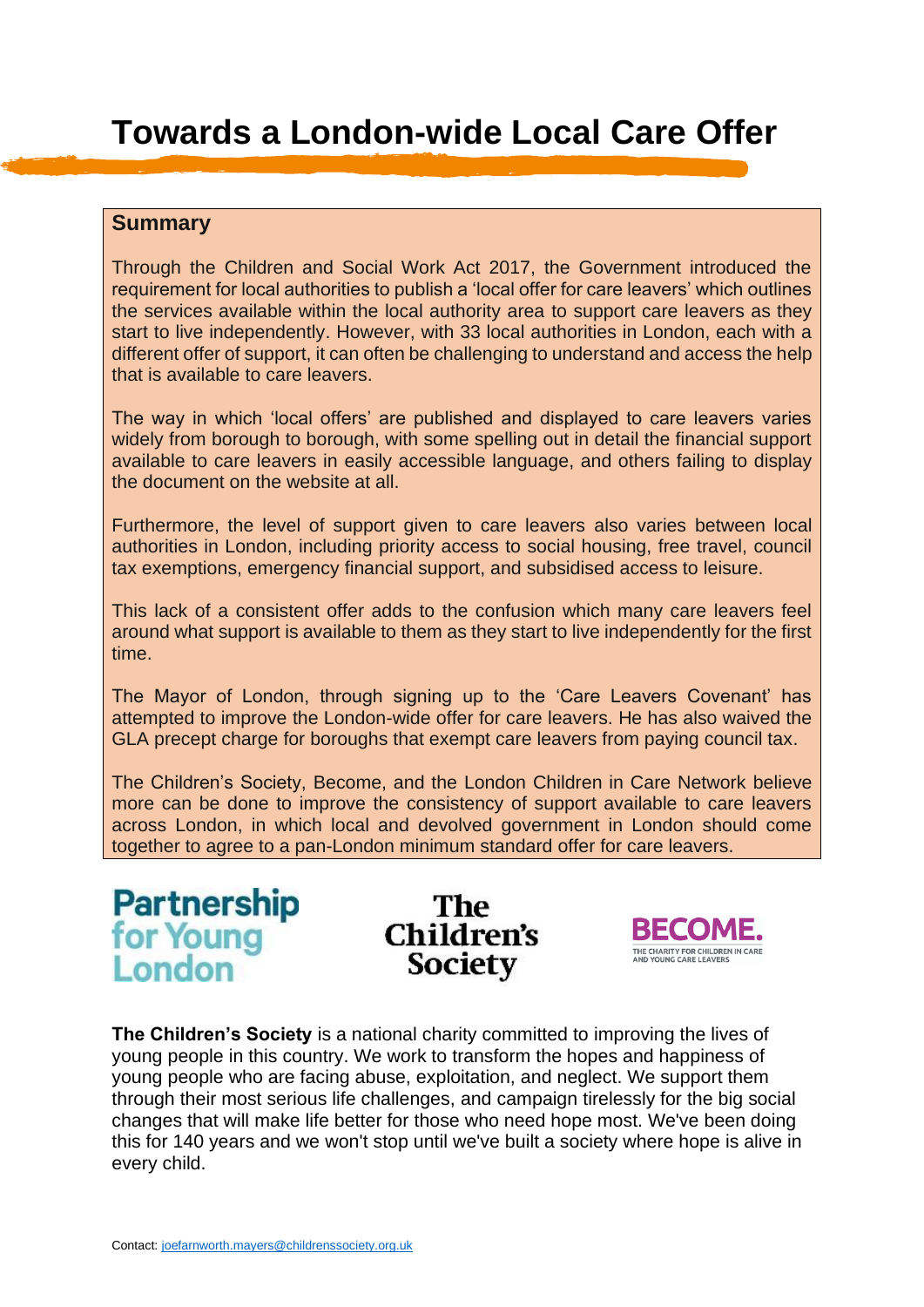# Towards a London-wide Local Care Offer

## Summary

Through the Children and Social Work Act 2017, the Government introduced the requirement for local authorities to publish a 'local offer for care leavers' which outlines the services available within the local authority area to support care leavers as they start to live independently. However, with 33 local authorities in London, each with a different offer of support, it can often be challenging to understand and access the help that is available to care leavers.

The way in which 'local offers' are published and displayed to care leavers varies widely from borough to borough, with some spelling out in detail the financial support available to care leavers in easily accessible language, and others failing to display the document on the website at all.

Furthermore, the level of support given to care leavers also varies between local authorities in London, including priority access to social housing, free travel, council tax exemptions, emergency financial support, and subsidised access to leisure.

This lack of a consistent offer adds to the confusion which many care leavers feel around what support is available to them as they start to live independently for the first time.

The Mayor of London, through signing up to the 'Care Leavers Covenant' has attempted to improve the London-wide offer for care leavers. He has also waived the GLA precept charge for boroughs that exempt care leavers from paying council tax.

The Children's Society, Become, and the London Children in Care Network believe more can be done to improve the consistency of support available to care leavers across London, in which local and devolved government in London should come together to agree to a pan-London minimum standard offer for care leavers.

Partnership for Young London

The Children's Society

BECOME. THE CHARITY FOR CHILDREN IN CARE AND YOUNG CARE LEAVERS

**The Children's Society** is a national charity committed to improving the lives of young people in this country. We work to transform the hopes and happiness of young people who are facing abuse, exploitation, and neglect. We support them through their most serious life challenges, and campaign tirelessly for the big social changes that will make life better for those who need hope most. We've been doing this for 140 years and we won't stop until we've built a society where hope is alive in every child.

Contact: joefarnworth.mayers@childrenssociety.org.uk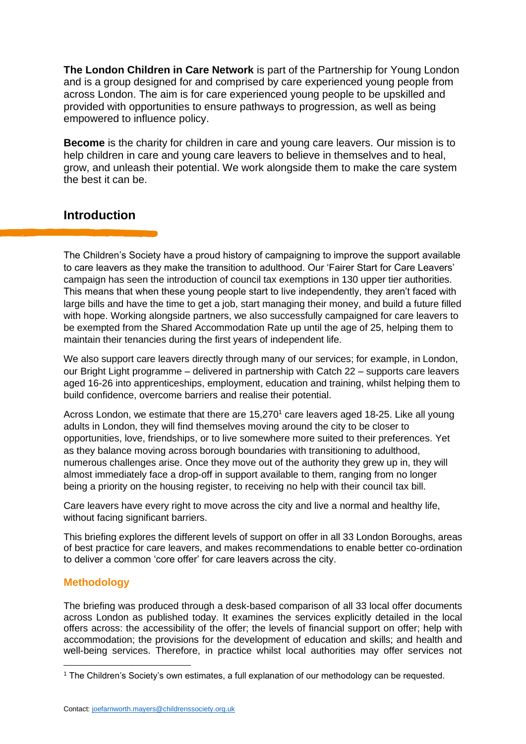**The London Children in Care Network** is part of the Partnership for Young London and is a group designed for and comprised by care experienced young people from across London. The aim is for care experienced young people to be upskilled and provided with opportunities to ensure pathways to progression, as well as being empowered to influence policy.

**Become** is the charity for children in care and young care leavers. Our mission is to help children in care and young care leavers to believe in themselves and to heal, grow, and unleash their potential. We work alongside them to make the care system the best it can be.

## Introduction

The Children's Society have a proud history of campaigning to improve the support available to care leavers as they make the transition to adulthood. Our 'Fairer Start for Care Leavers' campaign has seen the introduction of council tax exemptions in 130 upper tier authorities. This means that when these young people start to live independently, they aren't faced with large bills and have the time to get a job, start managing their money, and build a future filled with hope. Working alongside partners, we also successfully campaigned for care leavers to be exempted from the Shared Accommodation Rate up until the age of 25, helping them to maintain their tenancies during the first years of independent life.

We also support care leavers directly through many of our services; for example, in London, our Bright Light programme – delivered in partnership with Catch 22 – supports care leavers aged 16-26 into apprenticeships, employment, education and training, whilst helping them to build confidence, overcome barriers and realise their potential.

Across London, we estimate that there are 15,270[1] care leavers aged 18-25. Like all young adults in London, they will find themselves moving around the city to be closer to opportunities, love, friendships, or to live somewhere more suited to their preferences. Yet as they balance moving across borough boundaries with transitioning to adulthood, numerous challenges arise. Once they move out of the authority they grew up in, they will almost immediately face a drop-off in support available to them, ranging from no longer being a priority on the housing register, to receiving no help with their council tax bill.

Care leavers have every right to move across the city and live a normal and healthy life, without facing significant barriers.

This briefing explores the different levels of support on offer in all 33 London Boroughs, areas of best practice for care leavers, and makes recommendations to enable better co-ordination to deliver a common 'core offer' for care leavers across the city.

### Methodology

The briefing was produced through a desk-based comparison of all 33 local offer documents across London as published today. It examines the services explicitly detailed in the local offers across: the accessibility of the offer; the levels of financial support on offer; help with accommodation; the provisions for the development of education and skills; and health and well-being services. Therefore, in practice whilst local authorities may offer services not

[1] The Children's Society's own estimates, a full explanation of our methodology can be requested.

Contact: joefarnworth.mayers@childrenssociety.org.uk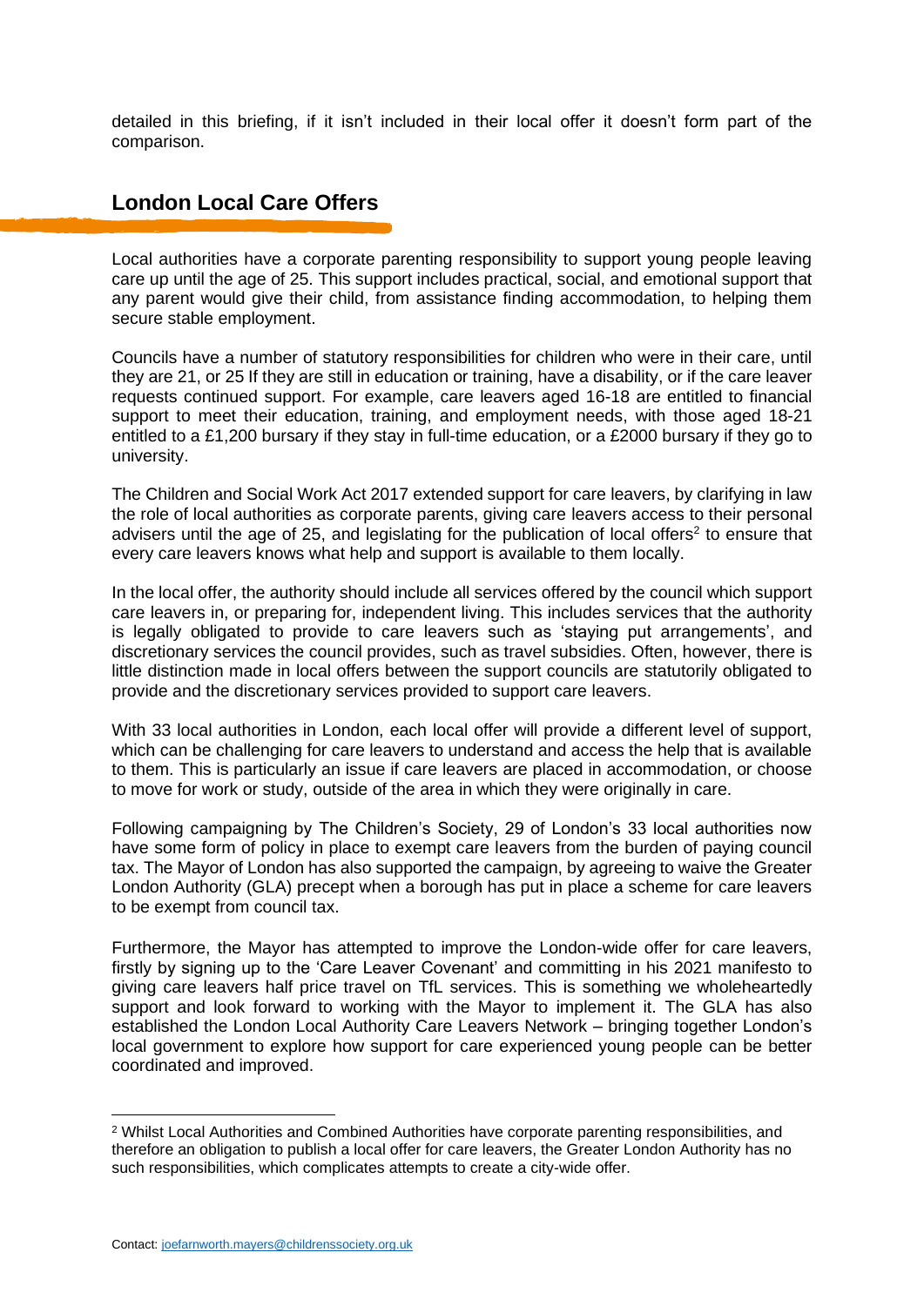detailed in this briefing, if it isn't included in their local offer it doesn't form part of the comparison.

## London Local Care Offers

Local authorities have a corporate parenting responsibility to support young people leaving care up until the age of 25. This support includes practical, social, and emotional support that any parent would give their child, from assistance finding accommodation, to helping them secure stable employment.

Councils have a number of statutory responsibilities for children who were in their care, until they are 21, or 25 If they are still in education or training, have a disability, or if the care leaver requests continued support. For example, care leavers aged 16-18 are entitled to financial support to meet their education, training, and employment needs, with those aged 18-21 entitled to a £1,200 bursary if they stay in full-time education, or a £2000 bursary if they go to university.

The Children and Social Work Act 2017 extended support for care leavers, by clarifying in law the role of local authorities as corporate parents, giving care leavers access to their personal advisers until the age of 25, and legislating for the publication of local offers[2] to ensure that every care leavers knows what help and support is available to them locally.

In the local offer, the authority should include all services offered by the council which support care leavers in, or preparing for, independent living. This includes services that the authority is legally obligated to provide to care leavers such as 'staying put arrangements', and discretionary services the council provides, such as travel subsidies. Often, however, there is little distinction made in local offers between the support councils are statutorily obligated to provide and the discretionary services provided to support care leavers.

With 33 local authorities in London, each local offer will provide a different level of support, which can be challenging for care leavers to understand and access the help that is available to them. This is particularly an issue if care leavers are placed in accommodation, or choose to move for work or study, outside of the area in which they were originally in care.

Following campaigning by The Children's Society, 29 of London's 33 local authorities now have some form of policy in place to exempt care leavers from the burden of paying council tax. The Mayor of London has also supported the campaign, by agreeing to waive the Greater London Authority (GLA) precept when a borough has put in place a scheme for care leavers to be exempt from council tax.

Furthermore, the Mayor has attempted to improve the London-wide offer for care leavers, firstly by signing up to the 'Care Leaver Covenant' and committing in his 2021 manifesto to giving care leavers half price travel on TfL services. This is something we wholeheartedly support and look forward to working with the Mayor to implement it. The GLA has also established the London Local Authority Care Leavers Network – bringing together London's local government to explore how support for care experienced young people can be better coordinated and improved.

[2] Whilst Local Authorities and Combined Authorities have corporate parenting responsibilities, and therefore an obligation to publish a local offer for care leavers, the Greater London Authority has no such responsibilities, which complicates attempts to create a city-wide offer.

Contact: joefarnworth.mayers@childrenssociety.org.uk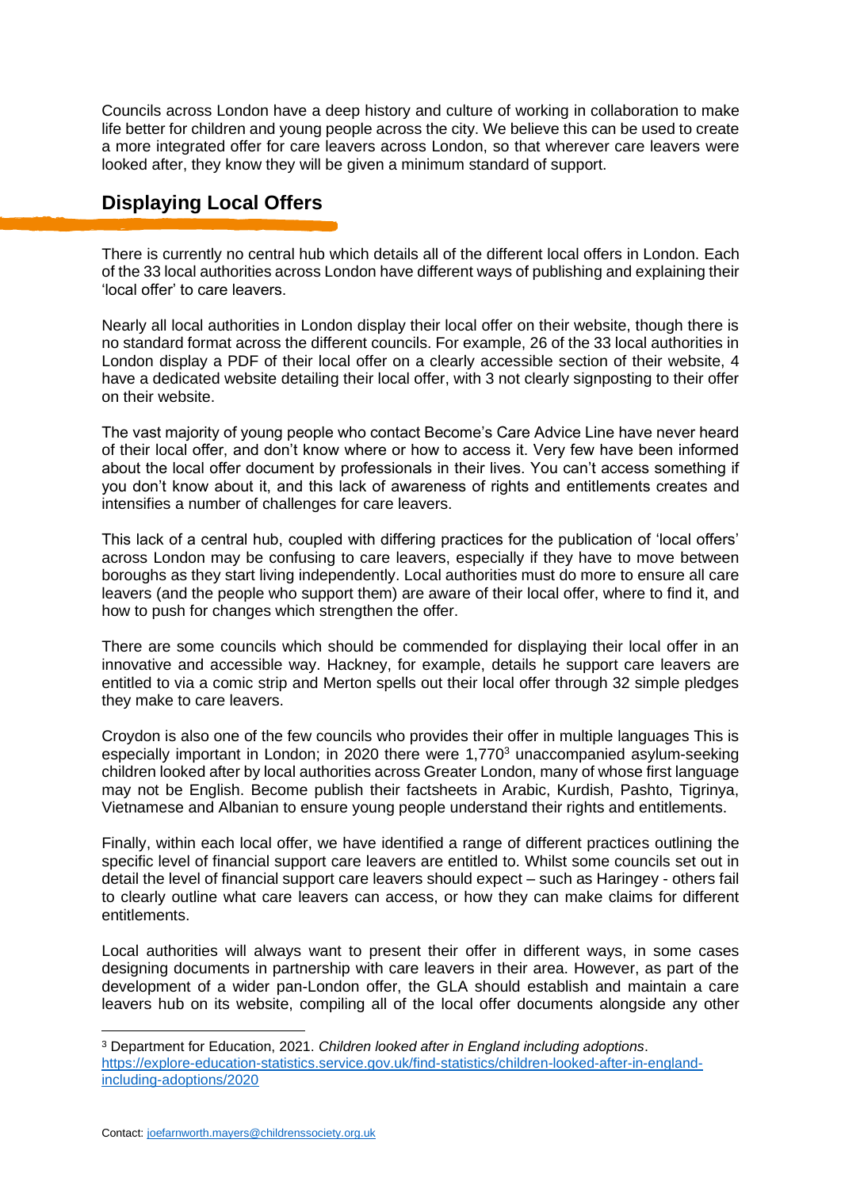Councils across London have a deep history and culture of working in collaboration to make life better for children and young people across the city. We believe this can be used to create a more integrated offer for care leavers across London, so that wherever care leavers were looked after, they know they will be given a minimum standard of support.

## Displaying Local Offers

There is currently no central hub which details all of the different local offers in London. Each of the 33 local authorities across London have different ways of publishing and explaining their 'local offer' to care leavers.

Nearly all local authorities in London display their local offer on their website, though there is no standard format across the different councils. For example, 26 of the 33 local authorities in London display a PDF of their local offer on a clearly accessible section of their website, 4 have a dedicated website detailing their local offer, with 3 not clearly signposting to their offer on their website.

The vast majority of young people who contact Become's Care Advice Line have never heard of their local offer, and don't know where or how to access it. Very few have been informed about the local offer document by professionals in their lives. You can't access something if you don't know about it, and this lack of awareness of rights and entitlements creates and intensifies a number of challenges for care leavers.

This lack of a central hub, coupled with differing practices for the publication of 'local offers' across London may be confusing to care leavers, especially if they have to move between boroughs as they start living independently. Local authorities must do more to ensure all care leavers (and the people who support them) are aware of their local offer, where to find it, and how to push for changes which strengthen the offer.

There are some councils which should be commended for displaying their local offer in an innovative and accessible way. Hackney, for example, details he support care leavers are entitled to via a comic strip and Merton spells out their local offer through 32 simple pledges they make to care leavers.

Croydon is also one of the few councils who provides their offer in multiple languages This is especially important in London; in 2020 there were 1,770[3] unaccompanied asylum-seeking children looked after by local authorities across Greater London, many of whose first language may not be English. Become publish their factsheets in Arabic, Kurdish, Pashto, Tigrinya, Vietnamese and Albanian to ensure young people understand their rights and entitlements.

Finally, within each local offer, we have identified a range of different practices outlining the specific level of financial support care leavers are entitled to. Whilst some councils set out in detail the level of financial support care leavers should expect – such as Haringey - others fail to clearly outline what care leavers can access, or how they can make claims for different entitlements.

Local authorities will always want to present their offer in different ways, in some cases designing documents in partnership with care leavers in their area. However, as part of the development of a wider pan-London offer, the GLA should establish and maintain a care leavers hub on its website, compiling all of the local offer documents alongside any other

[3] Department for Education, 2021. *Children looked after in England including adoptions*. https://explore-education-statistics.service.gov.uk/find-statistics/children-looked-after-in-england-including-adoptions/2020

Contact: joefarnworth.mayers@childrenssociety.org.uk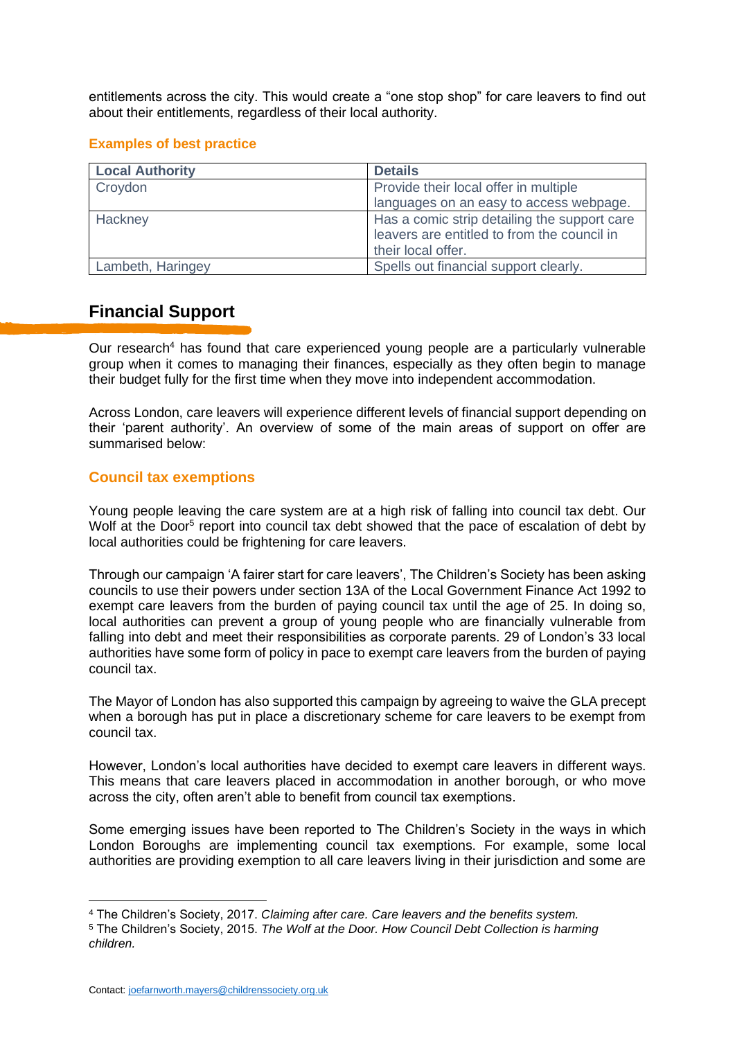entitlements across the city. This would create a "one stop shop" for care leavers to find out about their entitlements, regardless of their local authority.

### Examples of best practice

| Local Authority | Details |
|---|---|
| Croydon | Provide their local offer in multiple languages on an easy to access webpage. |
| Hackney | Has a comic strip detailing the support care leavers are entitled to from the council in their local offer. |
| Lambeth, Haringey | Spells out financial support clearly. |

## Financial Support

Our research[4] has found that care experienced young people are a particularly vulnerable group when it comes to managing their finances, especially as they often begin to manage their budget fully for the first time when they move into independent accommodation.

Across London, care leavers will experience different levels of financial support depending on their 'parent authority'. An overview of some of the main areas of support on offer are summarised below:

### Council tax exemptions

Young people leaving the care system are at a high risk of falling into council tax debt. Our Wolf at the Door[5] report into council tax debt showed that the pace of escalation of debt by local authorities could be frightening for care leavers.

Through our campaign 'A fairer start for care leavers', The Children's Society has been asking councils to use their powers under section 13A of the Local Government Finance Act 1992 to exempt care leavers from the burden of paying council tax until the age of 25. In doing so, local authorities can prevent a group of young people who are financially vulnerable from falling into debt and meet their responsibilities as corporate parents. 29 of London's 33 local authorities have some form of policy in pace to exempt care leavers from the burden of paying council tax.

The Mayor of London has also supported this campaign by agreeing to waive the GLA precept when a borough has put in place a discretionary scheme for care leavers to be exempt from council tax.

However, London's local authorities have decided to exempt care leavers in different ways. This means that care leavers placed in accommodation in another borough, or who move across the city, often aren't able to benefit from council tax exemptions.

Some emerging issues have been reported to The Children's Society in the ways in which London Boroughs are implementing council tax exemptions. For example, some local authorities are providing exemption to all care leavers living in their jurisdiction and some are

---

[4] The Children's Society, 2017. *Claiming after care. Care leavers and the benefits system.*

[5] The Children's Society, 2015. *The Wolf at the Door. How Council Debt Collection is harming children.*

Contact: joefarnworth.mayers@childrenssociety.org.uk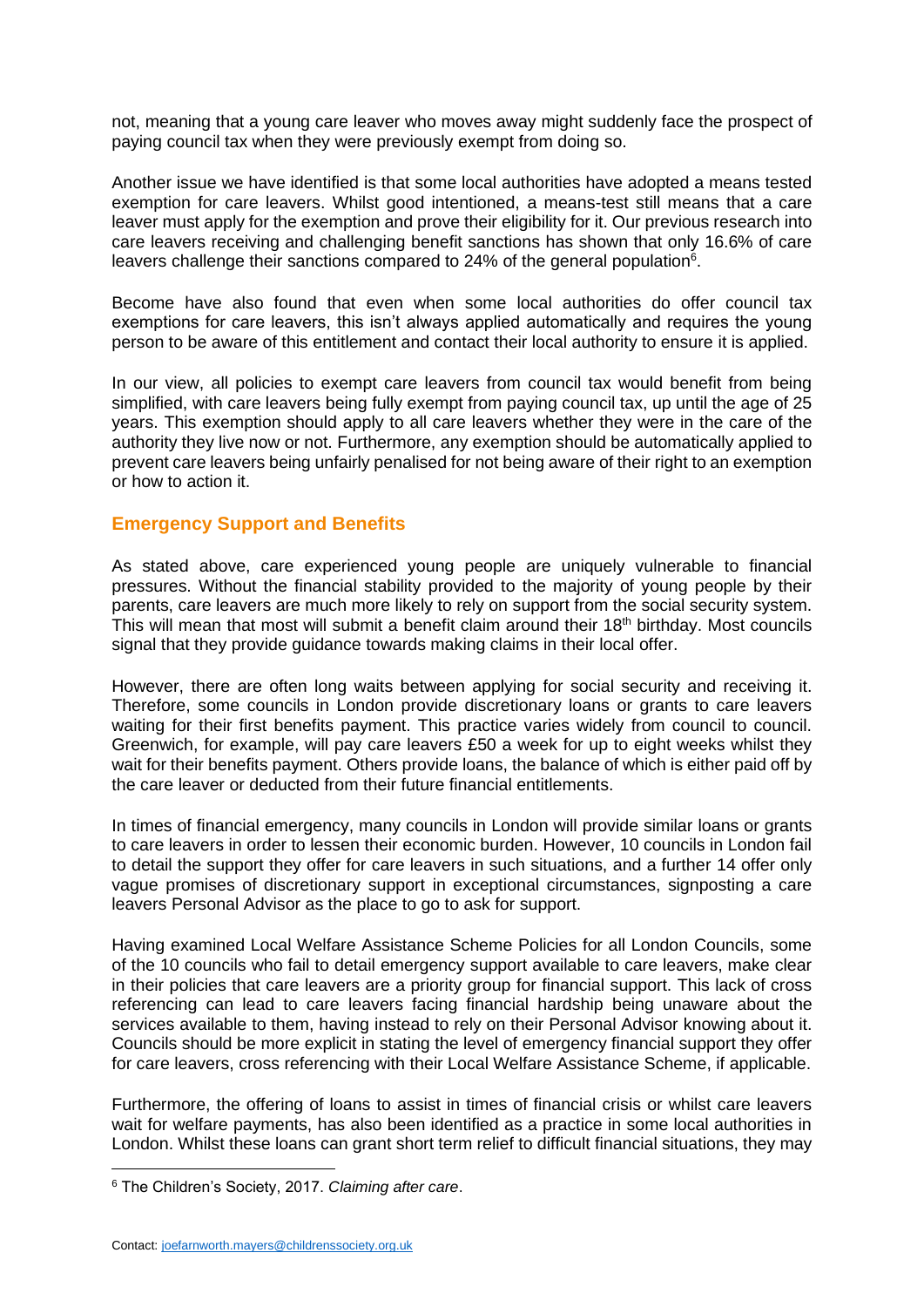not, meaning that a young care leaver who moves away might suddenly face the prospect of paying council tax when they were previously exempt from doing so.

Another issue we have identified is that some local authorities have adopted a means tested exemption for care leavers. Whilst good intentioned, a means-test still means that a care leaver must apply for the exemption and prove their eligibility for it. Our previous research into care leavers receiving and challenging benefit sanctions has shown that only 16.6% of care leavers challenge their sanctions compared to 24% of the general population[6].

Become have also found that even when some local authorities do offer council tax exemptions for care leavers, this isn't always applied automatically and requires the young person to be aware of this entitlement and contact their local authority to ensure it is applied.

In our view, all policies to exempt care leavers from council tax would benefit from being simplified, with care leavers being fully exempt from paying council tax, up until the age of 25 years. This exemption should apply to all care leavers whether they were in the care of the authority they live now or not. Furthermore, any exemption should be automatically applied to prevent care leavers being unfairly penalised for not being aware of their right to an exemption or how to action it.

## Emergency Support and Benefits

As stated above, care experienced young people are uniquely vulnerable to financial pressures. Without the financial stability provided to the majority of young people by their parents, care leavers are much more likely to rely on support from the social security system. This will mean that most will submit a benefit claim around their 18th birthday. Most councils signal that they provide guidance towards making claims in their local offer.

However, there are often long waits between applying for social security and receiving it. Therefore, some councils in London provide discretionary loans or grants to care leavers waiting for their first benefits payment. This practice varies widely from council to council. Greenwich, for example, will pay care leavers £50 a week for up to eight weeks whilst they wait for their benefits payment. Others provide loans, the balance of which is either paid off by the care leaver or deducted from their future financial entitlements.

In times of financial emergency, many councils in London will provide similar loans or grants to care leavers in order to lessen their economic burden. However, 10 councils in London fail to detail the support they offer for care leavers in such situations, and a further 14 offer only vague promises of discretionary support in exceptional circumstances, signposting a care leavers Personal Advisor as the place to go to ask for support.

Having examined Local Welfare Assistance Scheme Policies for all London Councils, some of the 10 councils who fail to detail emergency support available to care leavers, make clear in their policies that care leavers are a priority group for financial support. This lack of cross referencing can lead to care leavers facing financial hardship being unaware about the services available to them, having instead to rely on their Personal Advisor knowing about it. Councils should be more explicit in stating the level of emergency financial support they offer for care leavers, cross referencing with their Local Welfare Assistance Scheme, if applicable.

Furthermore, the offering of loans to assist in times of financial crisis or whilst care leavers wait for welfare payments, has also been identified as a practice in some local authorities in London. Whilst these loans can grant short term relief to difficult financial situations, they may

---

[6] The Children's Society, 2017. *Claiming after care*.

Contact: joefarnworth.mayers@childrenssociety.org.uk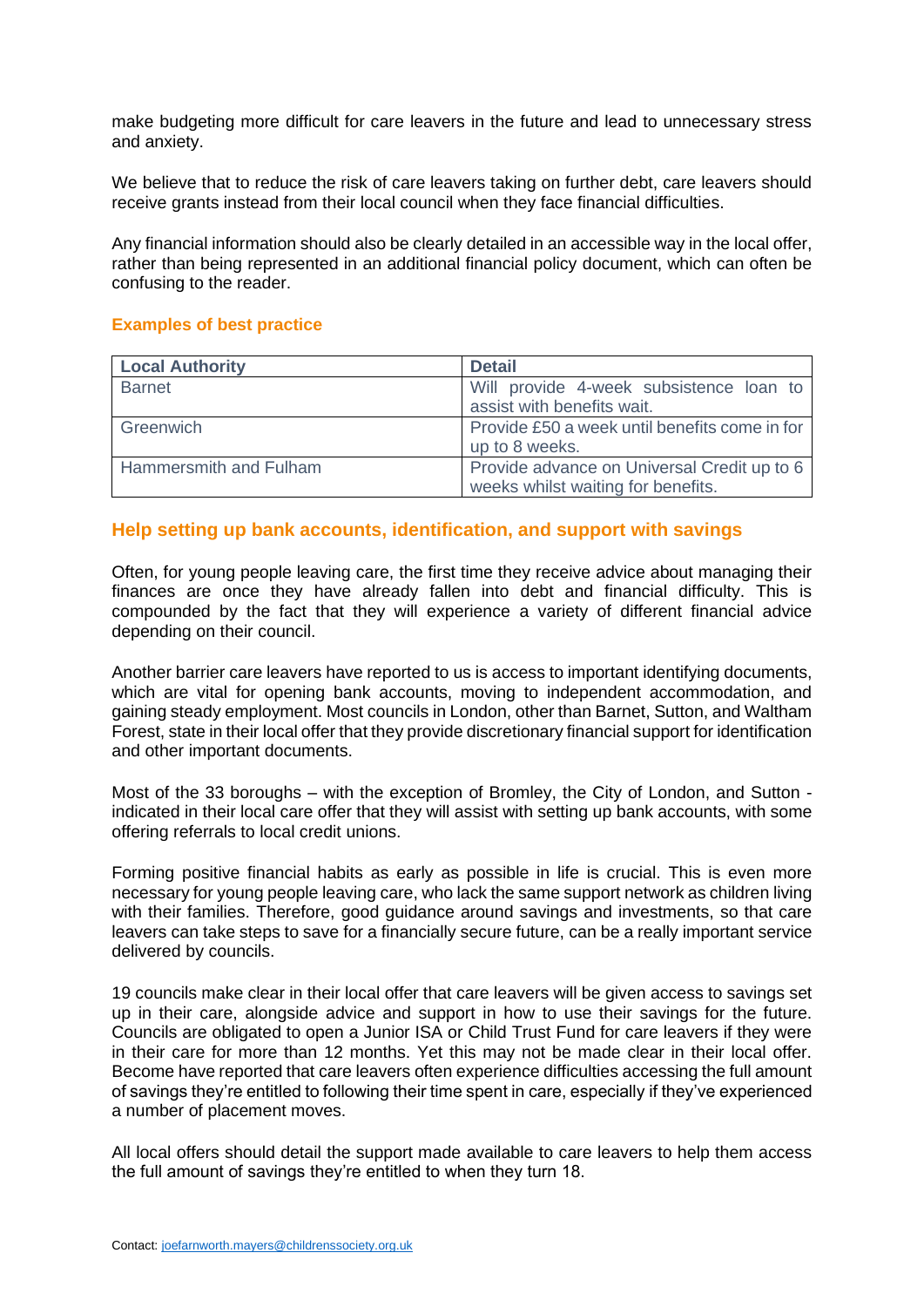make budgeting more difficult for care leavers in the future and lead to unnecessary stress and anxiety.

We believe that to reduce the risk of care leavers taking on further debt, care leavers should receive grants instead from their local council when they face financial difficulties.

Any financial information should also be clearly detailed in an accessible way in the local offer, rather than being represented in an additional financial policy document, which can often be confusing to the reader.

### Examples of best practice

| Local Authority | Detail |
|---|---|
| Barnet | Will provide 4-week subsistence loan to assist with benefits wait. |
| Greenwich | Provide £50 a week until benefits come in for up to 8 weeks. |
| Hammersmith and Fulham | Provide advance on Universal Credit up to 6 weeks whilst waiting for benefits. |

## Help setting up bank accounts, identification, and support with savings

Often, for young people leaving care, the first time they receive advice about managing their finances are once they have already fallen into debt and financial difficulty. This is compounded by the fact that they will experience a variety of different financial advice depending on their council.

Another barrier care leavers have reported to us is access to important identifying documents, which are vital for opening bank accounts, moving to independent accommodation, and gaining steady employment. Most councils in London, other than Barnet, Sutton, and Waltham Forest, state in their local offer that they provide discretionary financial support for identification and other important documents.

Most of the 33 boroughs – with the exception of Bromley, the City of London, and Sutton - indicated in their local care offer that they will assist with setting up bank accounts, with some offering referrals to local credit unions.

Forming positive financial habits as early as possible in life is crucial. This is even more necessary for young people leaving care, who lack the same support network as children living with their families. Therefore, good guidance around savings and investments, so that care leavers can take steps to save for a financially secure future, can be a really important service delivered by councils.

19 councils make clear in their local offer that care leavers will be given access to savings set up in their care, alongside advice and support in how to use their savings for the future. Councils are obligated to open a Junior ISA or Child Trust Fund for care leavers if they were in their care for more than 12 months. Yet this may not be made clear in their local offer. Become have reported that care leavers often experience difficulties accessing the full amount of savings they're entitled to following their time spent in care, especially if they've experienced a number of placement moves.

All local offers should detail the support made available to care leavers to help them access the full amount of savings they're entitled to when they turn 18.

Contact: joefarnworth.mayers@childrenssociety.org.uk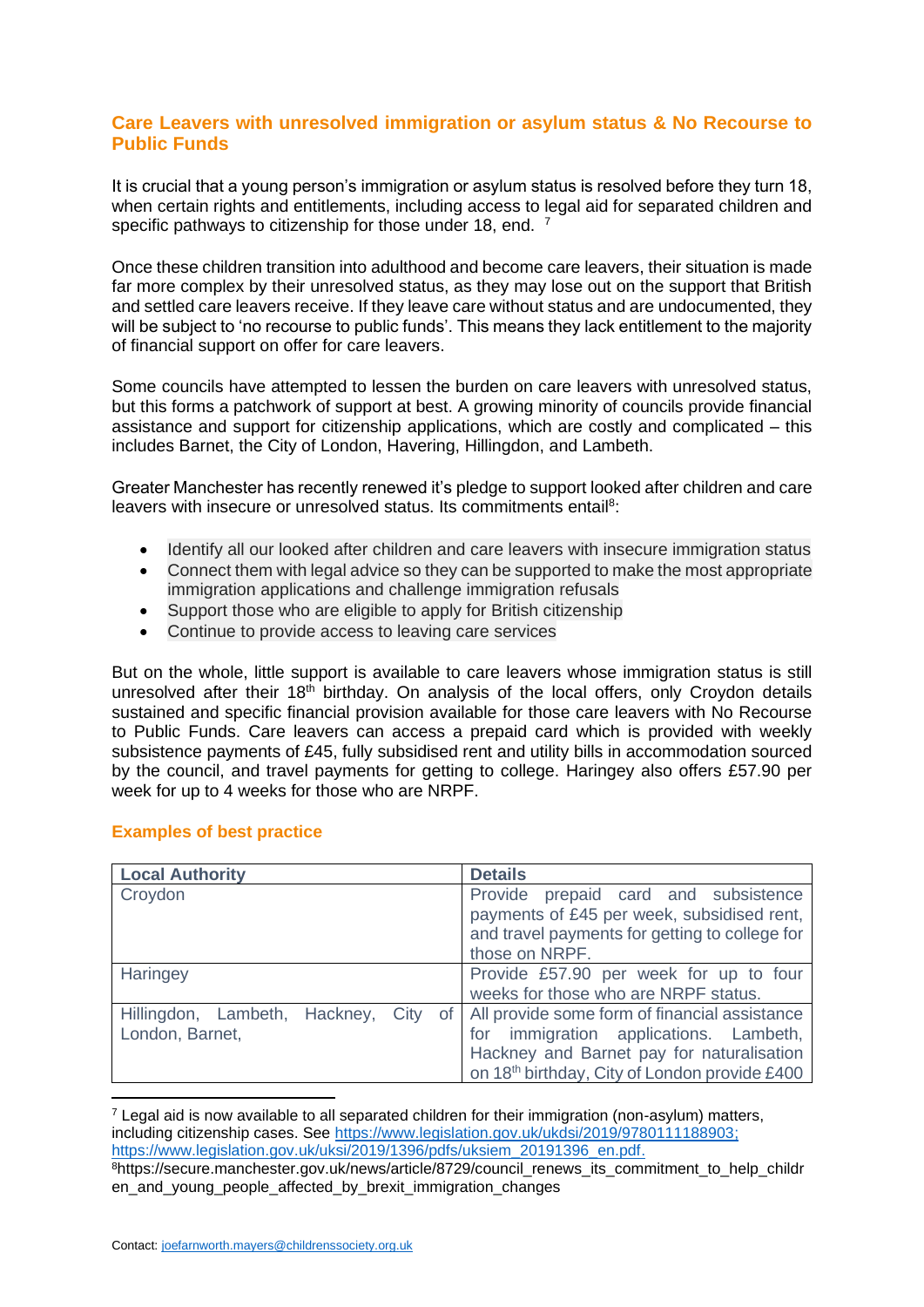## Care Leavers with unresolved immigration or asylum status & No Recourse to Public Funds

It is crucial that a young person's immigration or asylum status is resolved before they turn 18, when certain rights and entitlements, including access to legal aid for separated children and specific pathways to citizenship for those under 18, end. [7]

Once these children transition into adulthood and become care leavers, their situation is made far more complex by their unresolved status, as they may lose out on the support that British and settled care leavers receive. If they leave care without status and are undocumented, they will be subject to 'no recourse to public funds'. This means they lack entitlement to the majority of financial support on offer for care leavers.

Some councils have attempted to lessen the burden on care leavers with unresolved status, but this forms a patchwork of support at best. A growing minority of councils provide financial assistance and support for citizenship applications, which are costly and complicated – this includes Barnet, the City of London, Havering, Hillingdon, and Lambeth.

Greater Manchester has recently renewed it's pledge to support looked after children and care leavers with insecure or unresolved status. Its commitments entail[8]:

- Identify all our looked after children and care leavers with insecure immigration status
- Connect them with legal advice so they can be supported to make the most appropriate immigration applications and challenge immigration refusals
- Support those who are eligible to apply for British citizenship
- Continue to provide access to leaving care services

But on the whole, little support is available to care leavers whose immigration status is still unresolved after their 18th birthday. On analysis of the local offers, only Croydon details sustained and specific financial provision available for those care leavers with No Recourse to Public Funds. Care leavers can access a prepaid card which is provided with weekly subsistence payments of £45, fully subsidised rent and utility bills in accommodation sourced by the council, and travel payments for getting to college. Haringey also offers £57.90 per week for up to 4 weeks for those who are NRPF.

### Examples of best practice

| Local Authority | Details |
|---|---|
| Croydon | Provide prepaid card and subsistence payments of £45 per week, subsidised rent, and travel payments for getting to college for those on NRPF. |
| Haringey | Provide £57.90 per week for up to four weeks for those who are NRPF status. |
| Hillingdon, Lambeth, Hackney, City of London, Barnet, | All provide some form of financial assistance for immigration applications. Lambeth, Hackney and Barnet pay for naturalisation on 18th birthday, City of London provide £400 |

[7] Legal aid is now available to all separated children for their immigration (non-asylum) matters, including citizenship cases. See https://www.legislation.gov.uk/ukdsi/2019/9780111188903; https://www.legislation.gov.uk/uksi/2019/1396/pdfs/uksiem_20191396_en.pdf.

[8] https://secure.manchester.gov.uk/news/article/8729/council_renews_its_commitment_to_help_children_and_young_people_affected_by_brexit_immigration_changes

Contact: joefarnworth.mayers@childrenssociety.org.uk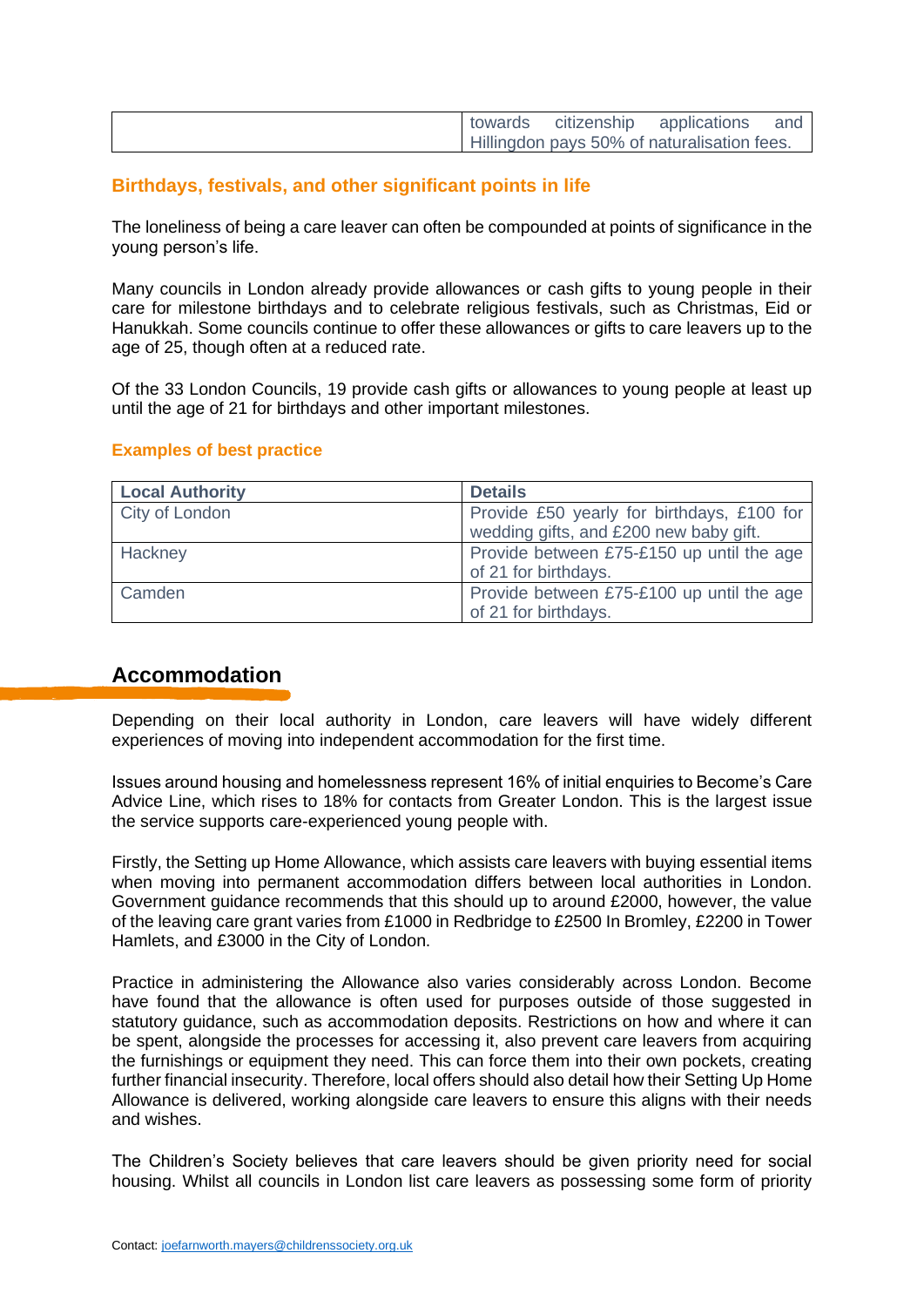| | towards citizenship applications and Hillingdon pays 50% of naturalisation fees. |
|---|---|

### Birthdays, festivals, and other significant points in life

The loneliness of being a care leaver can often be compounded at points of significance in the young person's life.

Many councils in London already provide allowances or cash gifts to young people in their care for milestone birthdays and to celebrate religious festivals, such as Christmas, Eid or Hanukkah. Some councils continue to offer these allowances or gifts to care leavers up to the age of 25, though often at a reduced rate.

Of the 33 London Councils, 19 provide cash gifts or allowances to young people at least up until the age of 21 for birthdays and other important milestones.

#### Examples of best practice

| Local Authority | Details |
|---|---|
| City of London | Provide £50 yearly for birthdays, £100 for wedding gifts, and £200 new baby gift. |
| Hackney | Provide between £75-£150 up until the age of 21 for birthdays. |
| Camden | Provide between £75-£100 up until the age of 21 for birthdays. |

## Accommodation

Depending on their local authority in London, care leavers will have widely different experiences of moving into independent accommodation for the first time.

Issues around housing and homelessness represent 16% of initial enquiries to Become's Care Advice Line, which rises to 18% for contacts from Greater London. This is the largest issue the service supports care-experienced young people with.

Firstly, the Setting up Home Allowance, which assists care leavers with buying essential items when moving into permanent accommodation differs between local authorities in London. Government guidance recommends that this should up to around £2000, however, the value of the leaving care grant varies from £1000 in Redbridge to £2500 In Bromley, £2200 in Tower Hamlets, and £3000 in the City of London.

Practice in administering the Allowance also varies considerably across London. Become have found that the allowance is often used for purposes outside of those suggested in statutory guidance, such as accommodation deposits. Restrictions on how and where it can be spent, alongside the processes for accessing it, also prevent care leavers from acquiring the furnishings or equipment they need. This can force them into their own pockets, creating further financial insecurity. Therefore, local offers should also detail how their Setting Up Home Allowance is delivered, working alongside care leavers to ensure this aligns with their needs and wishes.

The Children's Society believes that care leavers should be given priority need for social housing. Whilst all councils in London list care leavers as possessing some form of priority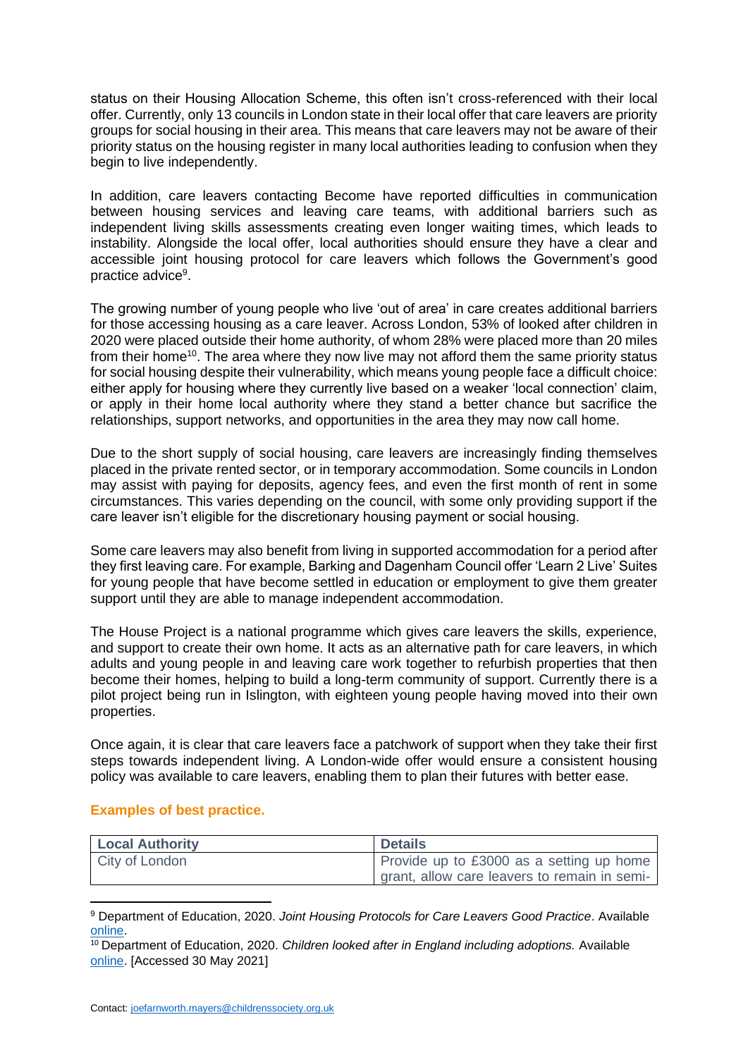status on their Housing Allocation Scheme, this often isn't cross-referenced with their local offer. Currently, only 13 councils in London state in their local offer that care leavers are priority groups for social housing in their area. This means that care leavers may not be aware of their priority status on the housing register in many local authorities leading to confusion when they begin to live independently.

In addition, care leavers contacting Become have reported difficulties in communication between housing services and leaving care teams, with additional barriers such as independent living skills assessments creating even longer waiting times, which leads to instability. Alongside the local offer, local authorities should ensure they have a clear and accessible joint housing protocol for care leavers which follows the Government's good practice advice[9].

The growing number of young people who live 'out of area' in care creates additional barriers for those accessing housing as a care leaver. Across London, 53% of looked after children in 2020 were placed outside their home authority, of whom 28% were placed more than 20 miles from their home[10]. The area where they now live may not afford them the same priority status for social housing despite their vulnerability, which means young people face a difficult choice: either apply for housing where they currently live based on a weaker 'local connection' claim, or apply in their home local authority where they stand a better chance but sacrifice the relationships, support networks, and opportunities in the area they may now call home.

Due to the short supply of social housing, care leavers are increasingly finding themselves placed in the private rented sector, or in temporary accommodation. Some councils in London may assist with paying for deposits, agency fees, and even the first month of rent in some circumstances. This varies depending on the council, with some only providing support if the care leaver isn't eligible for the discretionary housing payment or social housing.

Some care leavers may also benefit from living in supported accommodation for a period after they first leaving care. For example, Barking and Dagenham Council offer 'Learn 2 Live' Suites for young people that have become settled in education or employment to give them greater support until they are able to manage independent accommodation.

The House Project is a national programme which gives care leavers the skills, experience, and support to create their own home. It acts as an alternative path for care leavers, in which adults and young people in and leaving care work together to refurbish properties that then become their homes, helping to build a long-term community of support. Currently there is a pilot project being run in Islington, with eighteen young people having moved into their own properties.

Once again, it is clear that care leavers face a patchwork of support when they take their first steps towards independent living. A London-wide offer would ensure a consistent housing policy was available to care leavers, enabling them to plan their futures with better ease.

### Examples of best practice.

| Local Authority | Details |
|---|---|
| City of London | Provide up to £3000 as a setting up home grant, allow care leavers to remain in semi- |

[9] Department of Education, 2020. *Joint Housing Protocols for Care Leavers Good Practice*. Available online.

[10] Department of Education, 2020. *Children looked after in England including adoptions.* Available online. [Accessed 30 May 2021]

Contact: joefarnworth.mayers@childrenssociety.org.uk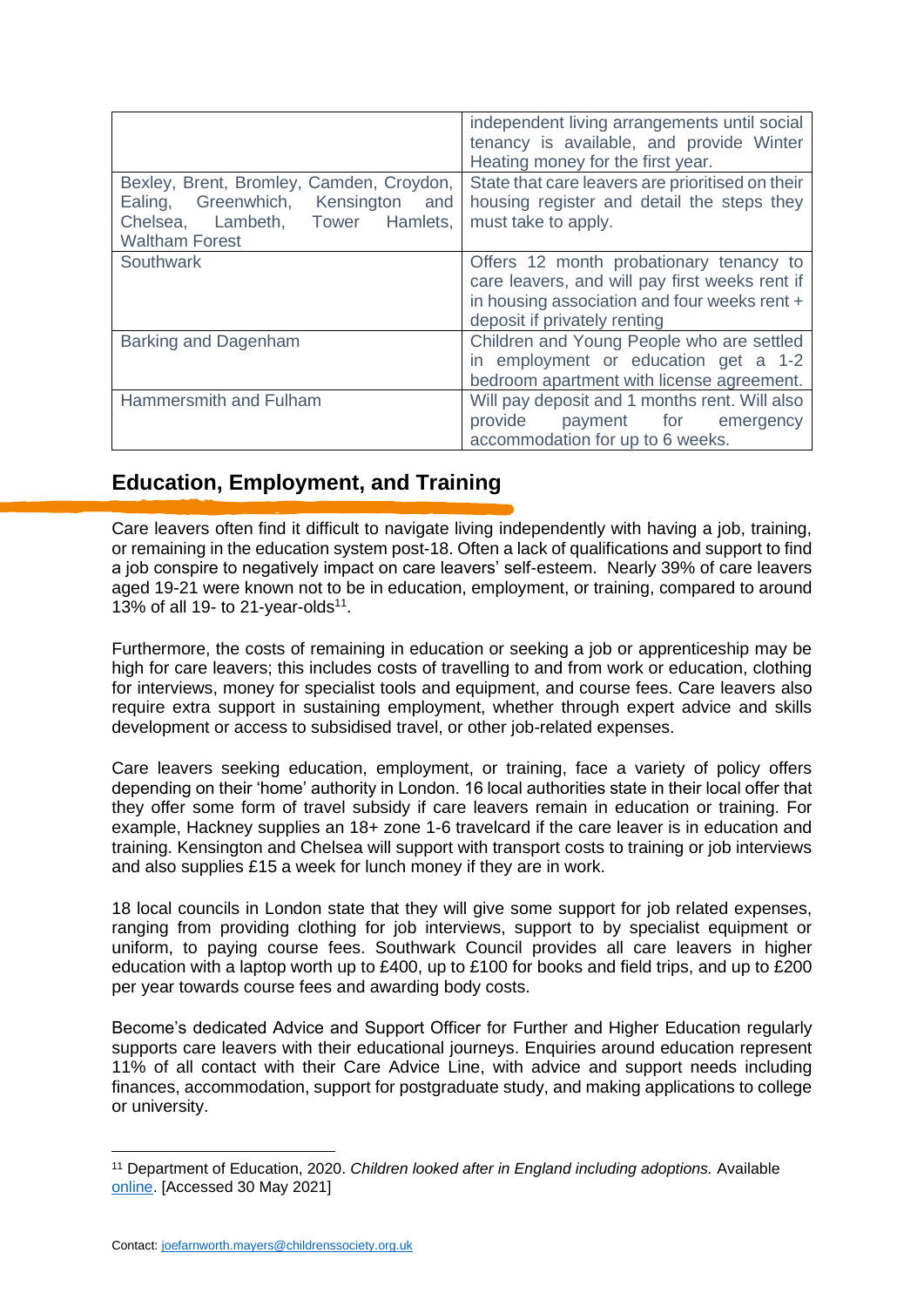| | |
|---|---|
| | independent living arrangements until social tenancy is available, and provide Winter Heating money for the first year. |
| Bexley, Brent, Bromley, Camden, Croydon, Ealing, Greenwhich, Kensington and Chelsea, Lambeth, Tower Hamlets, Waltham Forest | State that care leavers are prioritised on their housing register and detail the steps they must take to apply. |
| Southwark | Offers 12 month probationary tenancy to care leavers, and will pay first weeks rent if in housing association and four weeks rent + deposit if privately renting |
| Barking and Dagenham | Children and Young People who are settled in employment or education get a 1-2 bedroom apartment with license agreement. |
| Hammersmith and Fulham | Will pay deposit and 1 months rent. Will also provide payment for emergency accommodation for up to 6 weeks. |

## Education, Employment, and Training

Care leavers often find it difficult to navigate living independently with having a job, training, or remaining in the education system post-18. Often a lack of qualifications and support to find a job conspire to negatively impact on care leavers' self-esteem. Nearly 39% of care leavers aged 19-21 were known not to be in education, employment, or training, compared to around 13% of all 19- to 21-year-olds[11].

Furthermore, the costs of remaining in education or seeking a job or apprenticeship may be high for care leavers; this includes costs of travelling to and from work or education, clothing for interviews, money for specialist tools and equipment, and course fees. Care leavers also require extra support in sustaining employment, whether through expert advice and skills development or access to subsidised travel, or other job-related expenses.

Care leavers seeking education, employment, or training, face a variety of policy offers depending on their 'home' authority in London. 16 local authorities state in their local offer that they offer some form of travel subsidy if care leavers remain in education or training. For example, Hackney supplies an 18+ zone 1-6 travelcard if the care leaver is in education and training. Kensington and Chelsea will support with transport costs to training or job interviews and also supplies £15 a week for lunch money if they are in work.

18 local councils in London state that they will give some support for job related expenses, ranging from providing clothing for job interviews, support to by specialist equipment or uniform, to paying course fees. Southwark Council provides all care leavers in higher education with a laptop worth up to £400, up to £100 for books and field trips, and up to £200 per year towards course fees and awarding body costs.

Become's dedicated Advice and Support Officer for Further and Higher Education regularly supports care leavers with their educational journeys. Enquiries around education represent 11% of all contact with their Care Advice Line, with advice and support needs including finances, accommodation, support for postgraduate study, and making applications to college or university.

[11] Department of Education, 2020. *Children looked after in England including adoptions.* Available online. [Accessed 30 May 2021]

Contact: joefarnworth.mayers@childrenssociety.org.uk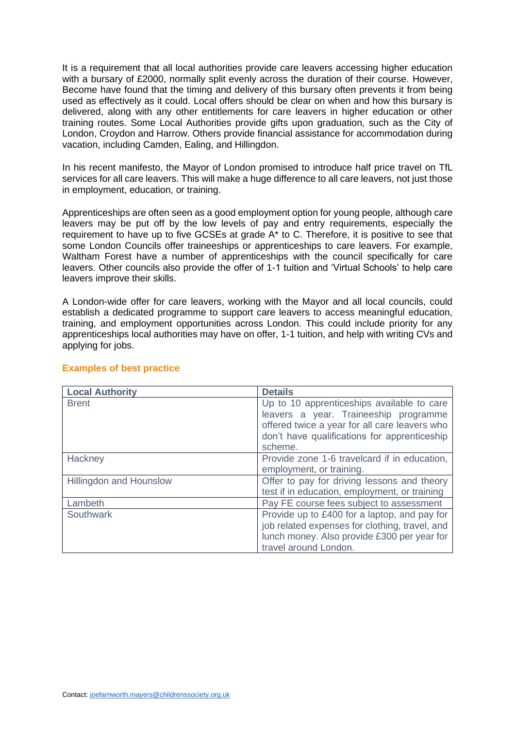It is a requirement that all local authorities provide care leavers accessing higher education with a bursary of £2000, normally split evenly across the duration of their course. However, Become have found that the timing and delivery of this bursary often prevents it from being used as effectively as it could. Local offers should be clear on when and how this bursary is delivered, along with any other entitlements for care leavers in higher education or other training routes. Some Local Authorities provide gifts upon graduation, such as the City of London, Croydon and Harrow. Others provide financial assistance for accommodation during vacation, including Camden, Ealing, and Hillingdon.

In his recent manifesto, the Mayor of London promised to introduce half price travel on TfL services for all care leavers. This will make a huge difference to all care leavers, not just those in employment, education, or training.

Apprenticeships are often seen as a good employment option for young people, although care leavers may be put off by the low levels of pay and entry requirements, especially the requirement to have up to five GCSEs at grade A* to C. Therefore, it is positive to see that some London Councils offer traineeships or apprenticeships to care leavers. For example, Waltham Forest have a number of apprenticeships with the council specifically for care leavers. Other councils also provide the offer of 1-1 tuition and 'Virtual Schools' to help care leavers improve their skills.

A London-wide offer for care leavers, working with the Mayor and all local councils, could establish a dedicated programme to support care leavers to access meaningful education, training, and employment opportunities across London. This could include priority for any apprenticeships local authorities may have on offer, 1-1 tuition, and help with writing CVs and applying for jobs.

### Examples of best practice

| Local Authority | Details |
|---|---|
| Brent | Up to 10 apprenticeships available to care leavers a year. Traineeship programme offered twice a year for all care leavers who don't have qualifications for apprenticeship scheme. |
| Hackney | Provide zone 1-6 travelcard if in education, employment, or training. |
| Hillingdon and Hounslow | Offer to pay for driving lessons and theory test if in education, employment, or training |
| Lambeth | Pay FE course fees subject to assessment |
| Southwark | Provide up to £400 for a laptop, and pay for job related expenses for clothing, travel, and lunch money. Also provide £300 per year for travel around London. |

Contact: joefarnworth.mayers@childrenssociety.org.uk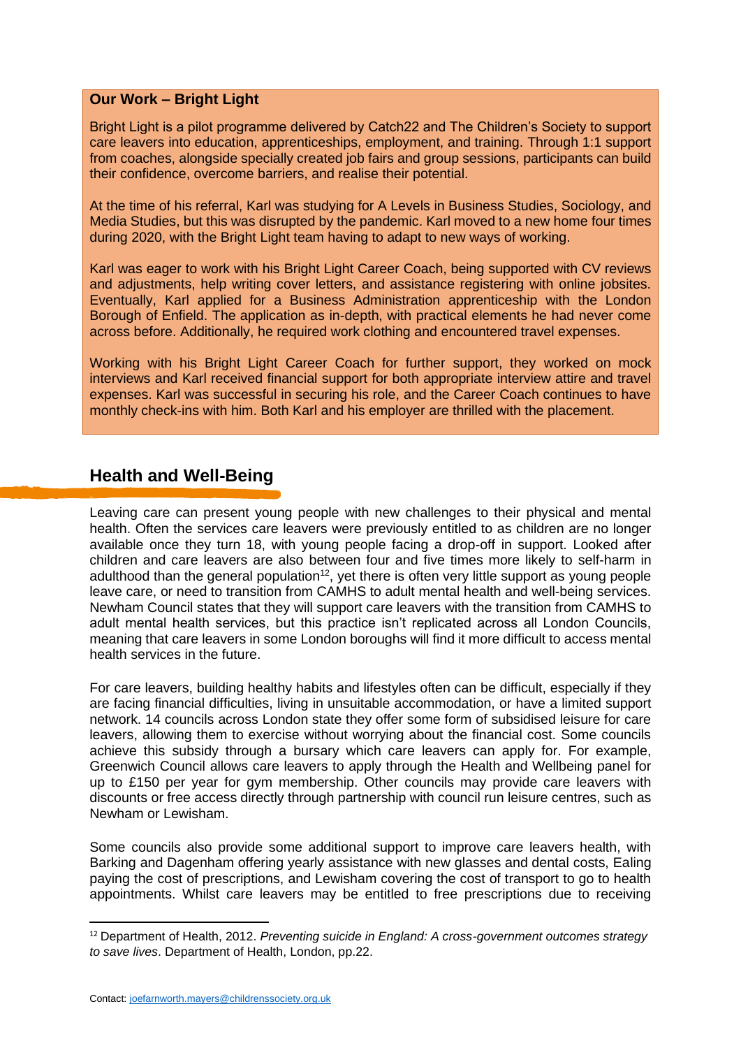**Our Work – Bright Light**

Bright Light is a pilot programme delivered by Catch22 and The Children's Society to support care leavers into education, apprenticeships, employment, and training. Through 1:1 support from coaches, alongside specially created job fairs and group sessions, participants can build their confidence, overcome barriers, and realise their potential.

At the time of his referral, Karl was studying for A Levels in Business Studies, Sociology, and Media Studies, but this was disrupted by the pandemic. Karl moved to a new home four times during 2020, with the Bright Light team having to adapt to new ways of working.

Karl was eager to work with his Bright Light Career Coach, being supported with CV reviews and adjustments, help writing cover letters, and assistance registering with online jobsites. Eventually, Karl applied for a Business Administration apprenticeship with the London Borough of Enfield. The application as in-depth, with practical elements he had never come across before. Additionally, he required work clothing and encountered travel expenses.

Working with his Bright Light Career Coach for further support, they worked on mock interviews and Karl received financial support for both appropriate interview attire and travel expenses. Karl was successful in securing his role, and the Career Coach continues to have monthly check-ins with him. Both Karl and his employer are thrilled with the placement.

## Health and Well-Being

Leaving care can present young people with new challenges to their physical and mental health. Often the services care leavers were previously entitled to as children are no longer available once they turn 18, with young people facing a drop-off in support. Looked after children and care leavers are also between four and five times more likely to self-harm in adulthood than the general population[12], yet there is often very little support as young people leave care, or need to transition from CAMHS to adult mental health and well-being services. Newham Council states that they will support care leavers with the transition from CAMHS to adult mental health services, but this practice isn't replicated across all London Councils, meaning that care leavers in some London boroughs will find it more difficult to access mental health services in the future.

For care leavers, building healthy habits and lifestyles often can be difficult, especially if they are facing financial difficulties, living in unsuitable accommodation, or have a limited support network. 14 councils across London state they offer some form of subsidised leisure for care leavers, allowing them to exercise without worrying about the financial cost. Some councils achieve this subsidy through a bursary which care leavers can apply for. For example, Greenwich Council allows care leavers to apply through the Health and Wellbeing panel for up to £150 per year for gym membership. Other councils may provide care leavers with discounts or free access directly through partnership with council run leisure centres, such as Newham or Lewisham.

Some councils also provide some additional support to improve care leavers health, with Barking and Dagenham offering yearly assistance with new glasses and dental costs, Ealing paying the cost of prescriptions, and Lewisham covering the cost of transport to go to health appointments. Whilst care leavers may be entitled to free prescriptions due to receiving

---

[12] Department of Health, 2012. *Preventing suicide in England: A cross-government outcomes strategy to save lives*. Department of Health, London, pp.22.

Contact: joefarnworth.mayers@childrenssociety.org.uk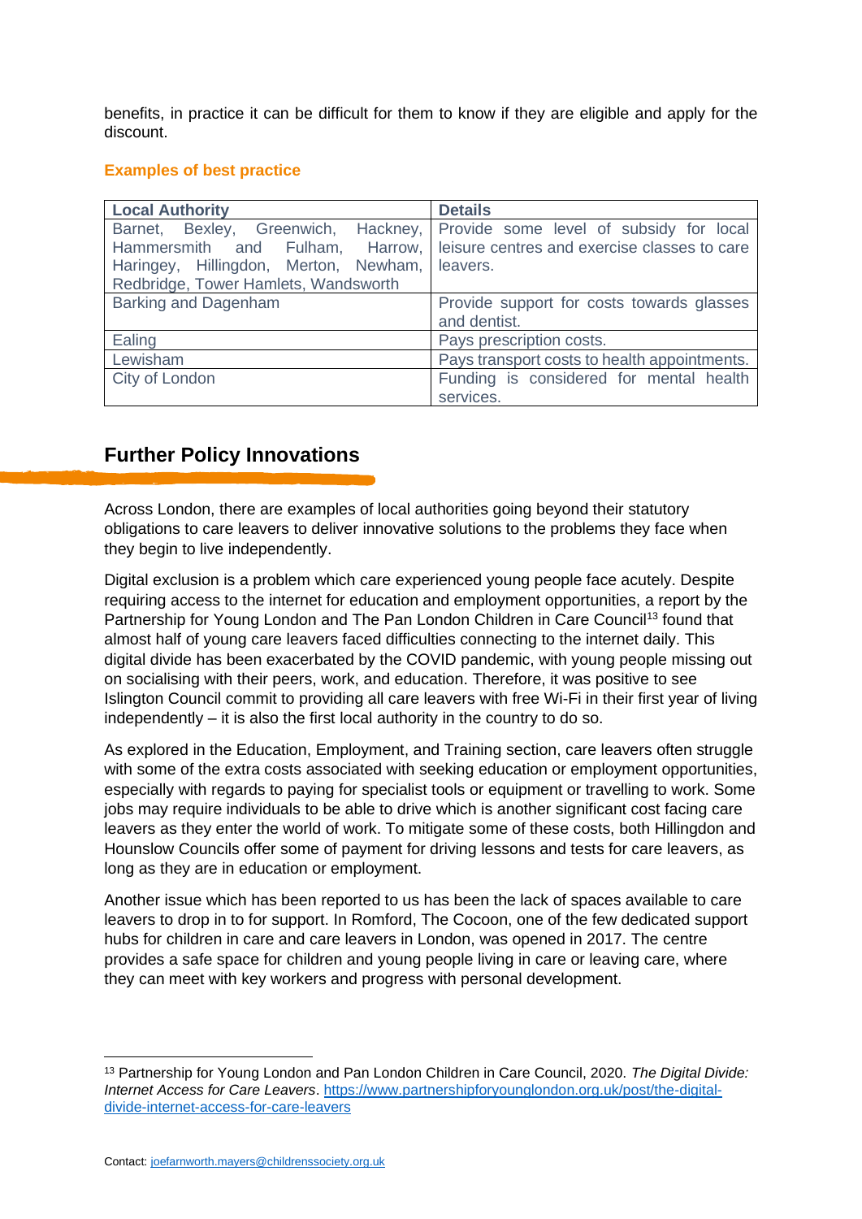benefits, in practice it can be difficult for them to know if they are eligible and apply for the discount.

**Examples of best practice**

| Local Authority | Details |
|---|---|
| Barnet, Bexley, Greenwich, Hackney, Hammersmith and Fulham, Harrow, Haringey, Hillingdon, Merton, Newham, Redbridge, Tower Hamlets, Wandsworth | Provide some level of subsidy for local leisure centres and exercise classes to care leavers. |
| Barking and Dagenham | Provide support for costs towards glasses and dentist. |
| Ealing | Pays prescription costs. |
| Lewisham | Pays transport costs to health appointments. |
| City of London | Funding is considered for mental health services. |

## Further Policy Innovations

Across London, there are examples of local authorities going beyond their statutory obligations to care leavers to deliver innovative solutions to the problems they face when they begin to live independently.

Digital exclusion is a problem which care experienced young people face acutely. Despite requiring access to the internet for education and employment opportunities, a report by the Partnership for Young London and The Pan London Children in Care Council[13] found that almost half of young care leavers faced difficulties connecting to the internet daily. This digital divide has been exacerbated by the COVID pandemic, with young people missing out on socialising with their peers, work, and education. Therefore, it was positive to see Islington Council commit to providing all care leavers with free Wi-Fi in their first year of living independently – it is also the first local authority in the country to do so.

As explored in the Education, Employment, and Training section, care leavers often struggle with some of the extra costs associated with seeking education or employment opportunities, especially with regards to paying for specialist tools or equipment or travelling to work. Some jobs may require individuals to be able to drive which is another significant cost facing care leavers as they enter the world of work. To mitigate some of these costs, both Hillingdon and Hounslow Councils offer some of payment for driving lessons and tests for care leavers, as long as they are in education or employment.

Another issue which has been reported to us has been the lack of spaces available to care leavers to drop in to for support. In Romford, The Cocoon, one of the few dedicated support hubs for children in care and care leavers in London, was opened in 2017. The centre provides a safe space for children and young people living in care or leaving care, where they can meet with key workers and progress with personal development.

[13] Partnership for Young London and Pan London Children in Care Council, 2020. *The Digital Divide: Internet Access for Care Leavers*. https://www.partnershipforyounglondon.org.uk/post/the-digital-divide-internet-access-for-care-leavers

Contact: joefarnworth.mayers@childrenssociety.org.uk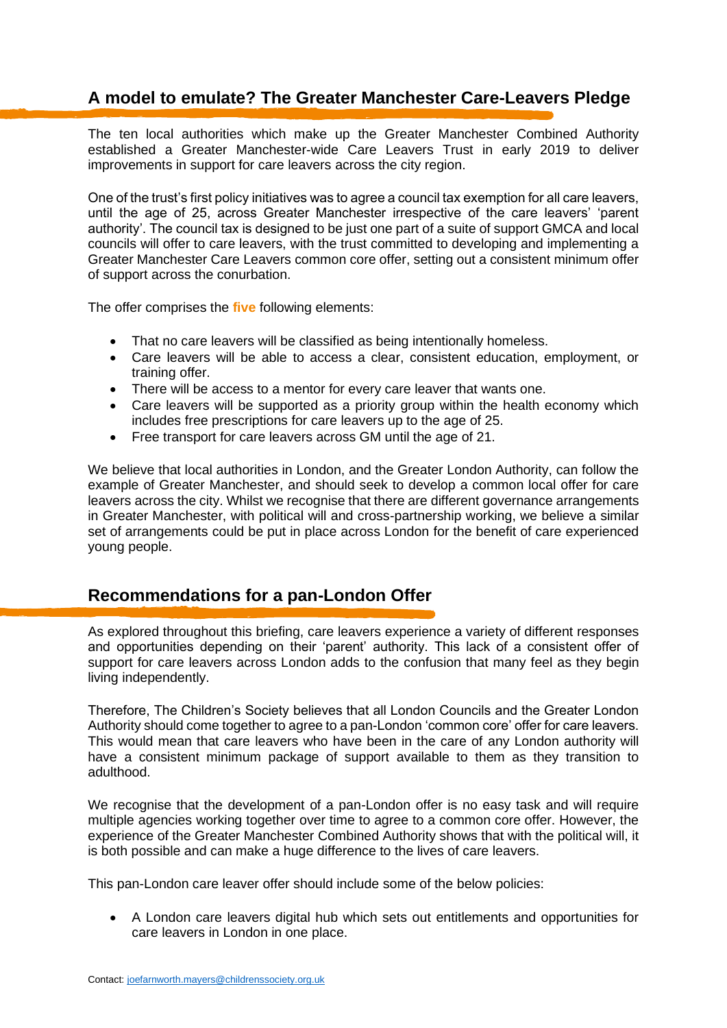## A model to emulate? The Greater Manchester Care-Leavers Pledge

The ten local authorities which make up the Greater Manchester Combined Authority established a Greater Manchester-wide Care Leavers Trust in early 2019 to deliver improvements in support for care leavers across the city region.

One of the trust's first policy initiatives was to agree a council tax exemption for all care leavers, until the age of 25, across Greater Manchester irrespective of the care leavers' 'parent authority'. The council tax is designed to be just one part of a suite of support GMCA and local councils will offer to care leavers, with the trust committed to developing and implementing a Greater Manchester Care Leavers common core offer, setting out a consistent minimum offer of support across the conurbation.

The offer comprises the **five** following elements:

- That no care leavers will be classified as being intentionally homeless.
- Care leavers will be able to access a clear, consistent education, employment, or training offer.
- There will be access to a mentor for every care leaver that wants one.
- Care leavers will be supported as a priority group within the health economy which includes free prescriptions for care leavers up to the age of 25.
- Free transport for care leavers across GM until the age of 21.

We believe that local authorities in London, and the Greater London Authority, can follow the example of Greater Manchester, and should seek to develop a common local offer for care leavers across the city. Whilst we recognise that there are different governance arrangements in Greater Manchester, with political will and cross-partnership working, we believe a similar set of arrangements could be put in place across London for the benefit of care experienced young people.

## Recommendations for a pan-London Offer

As explored throughout this briefing, care leavers experience a variety of different responses and opportunities depending on their 'parent' authority. This lack of a consistent offer of support for care leavers across London adds to the confusion that many feel as they begin living independently.

Therefore, The Children's Society believes that all London Councils and the Greater London Authority should come together to agree to a pan-London 'common core' offer for care leavers. This would mean that care leavers who have been in the care of any London authority will have a consistent minimum package of support available to them as they transition to adulthood.

We recognise that the development of a pan-London offer is no easy task and will require multiple agencies working together over time to agree to a common core offer. However, the experience of the Greater Manchester Combined Authority shows that with the political will, it is both possible and can make a huge difference to the lives of care leavers.

This pan-London care leaver offer should include some of the below policies:

- A London care leavers digital hub which sets out entitlements and opportunities for care leavers in London in one place.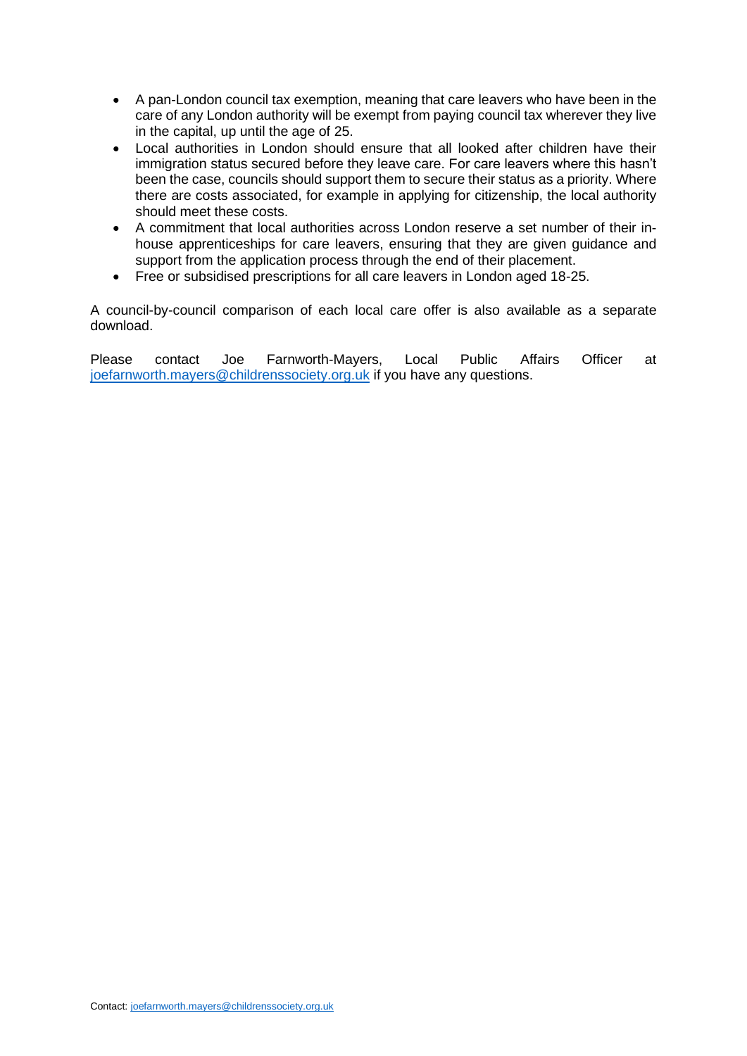- A pan-London council tax exemption, meaning that care leavers who have been in the care of any London authority will be exempt from paying council tax wherever they live in the capital, up until the age of 25.
- Local authorities in London should ensure that all looked after children have their immigration status secured before they leave care. For care leavers where this hasn't been the case, councils should support them to secure their status as a priority. Where there are costs associated, for example in applying for citizenship, the local authority should meet these costs.
- A commitment that local authorities across London reserve a set number of their in-house apprenticeships for care leavers, ensuring that they are given guidance and support from the application process through the end of their placement.
- Free or subsidised prescriptions for all care leavers in London aged 18-25.

A council-by-council comparison of each local care offer is also available as a separate download.

Please contact Joe Farnworth-Mayers, Local Public Affairs Officer at joefarnworth.mayers@childrenssociety.org.uk if you have any questions.